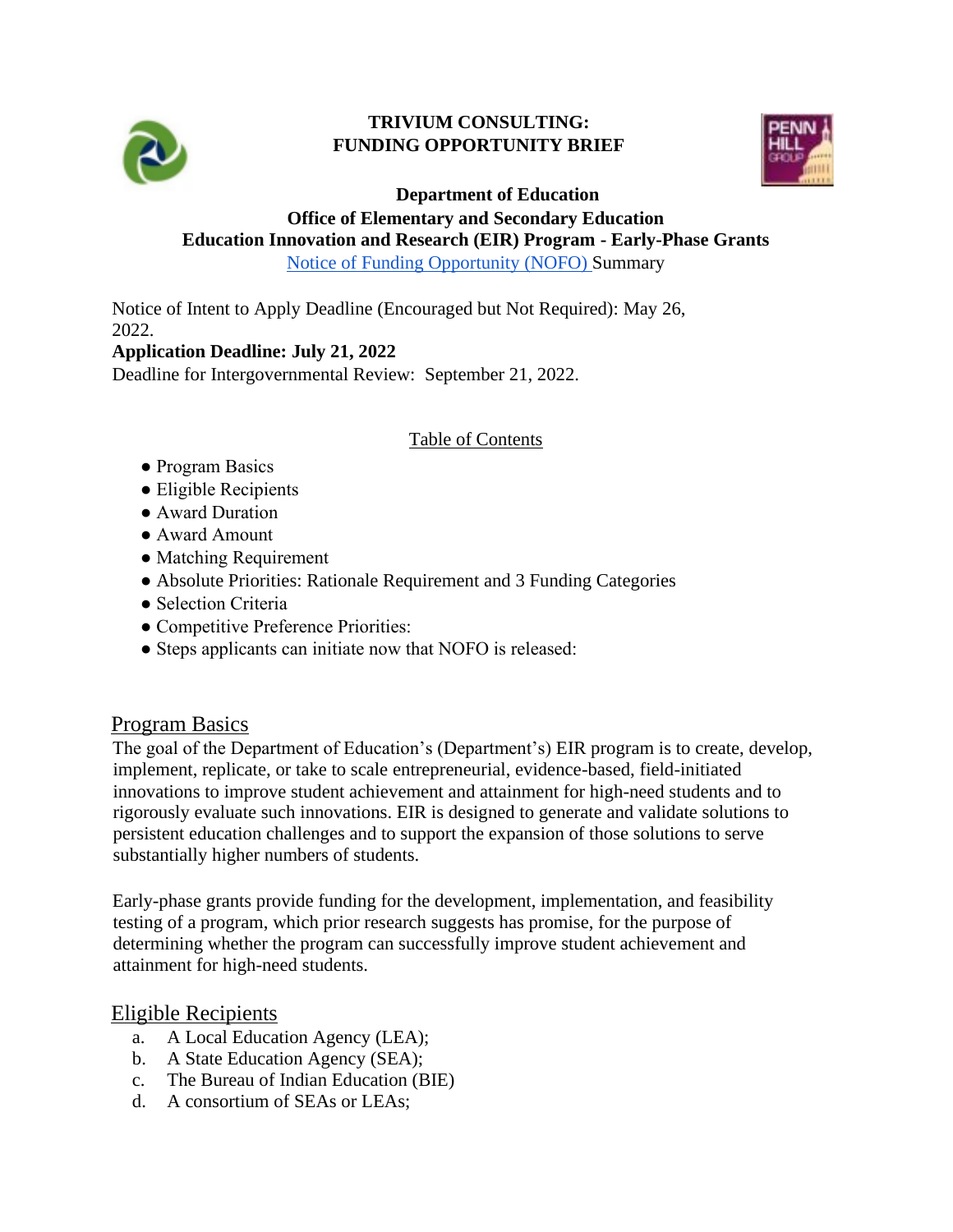**TRIVIUM CONSULTING:**
**FUNDING OPPORTUNITY BRIEF**

**Department of Education**
**Office of Elementary and Secondary Education**
**Education Innovation and Research (EIR) Program - Early-Phase Grants**
Notice of Funding Opportunity (NOFO) Summary

Notice of Intent to Apply Deadline (Encouraged but Not Required): May 26, 2022.
**Application Deadline: July 21, 2022**
Deadline for Intergovernmental Review: September 21, 2022.

Table of Contents

- Program Basics
- Eligible Recipients
- Award Duration
- Award Amount
- Matching Requirement
- Absolute Priorities: Rationale Requirement and 3 Funding Categories
- Selection Criteria
- Competitive Preference Priorities:
- Steps applicants can initiate now that NOFO is released:

## Program Basics

The goal of the Department of Education's (Department's) EIR program is to create, develop, implement, replicate, or take to scale entrepreneurial, evidence-based, field-initiated innovations to improve student achievement and attainment for high-need students and to rigorously evaluate such innovations. EIR is designed to generate and validate solutions to persistent education challenges and to support the expansion of those solutions to serve substantially higher numbers of students.

Early-phase grants provide funding for the development, implementation, and feasibility testing of a program, which prior research suggests has promise, for the purpose of determining whether the program can successfully improve student achievement and attainment for high-need students.

## Eligible Recipients

a. A Local Education Agency (LEA);
b. A State Education Agency (SEA);
c. The Bureau of Indian Education (BIE)
d. A consortium of SEAs or LEAs;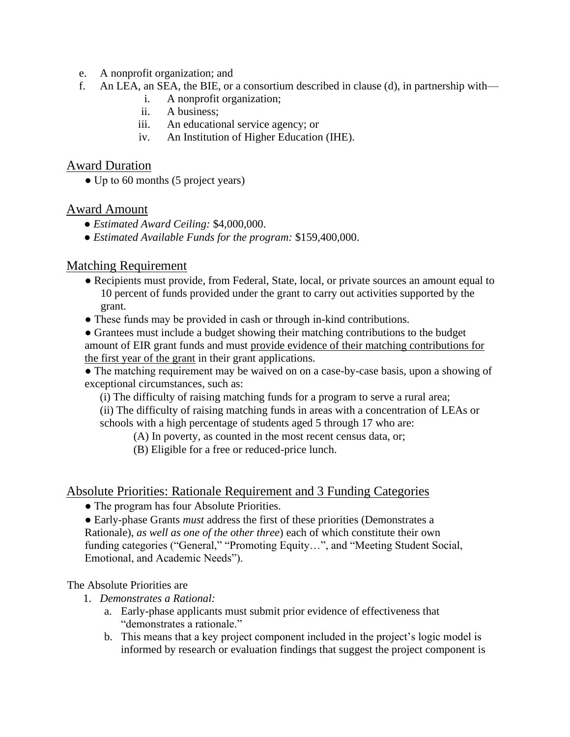e. A nonprofit organization; and
f. An LEA, an SEA, the BIE, or a consortium described in clause (d), in partnership with—
    i. A nonprofit organization;
    ii. A business;
    iii. An educational service agency; or
    iv. An Institution of Higher Education (IHE).

## Award Duration

- Up to 60 months (5 project years)

## Award Amount

- *Estimated Award Ceiling:* $4,000,000.
- *Estimated Available Funds for the program:* $159,400,000.

## Matching Requirement

- Recipients must provide, from Federal, State, local, or private sources an amount equal to 10 percent of funds provided under the grant to carry out activities supported by the grant.
- These funds may be provided in cash or through in-kind contributions.
- Grantees must include a budget showing their matching contributions to the budget amount of EIR grant funds and must <u>provide evidence of their matching contributions for the first year of the grant</u> in their grant applications.
- The matching requirement may be waived on on a case-by-case basis, upon a showing of exceptional circumstances, such as:
    (i) The difficulty of raising matching funds for a program to serve a rural area;
    (ii) The difficulty of raising matching funds in areas with a concentration of LEAs or schools with a high percentage of students aged 5 through 17 who are:
        (A) In poverty, as counted in the most recent census data, or;
        (B) Eligible for a free or reduced-price lunch.

## Absolute Priorities: Rationale Requirement and 3 Funding Categories

- The program has four Absolute Priorities.
- Early-phase Grants *must* address the first of these priorities (Demonstrates a Rationale), *as well as one of the other three*) each of which constitute their own funding categories ("General," "Promoting Equity…", and "Meeting Student Social, Emotional, and Academic Needs").

The Absolute Priorities are

1. *Demonstrates a Rational:*
    a. Early-phase applicants must submit prior evidence of effectiveness that "demonstrates a rationale."
    b. This means that a key project component included in the project's logic model is informed by research or evaluation findings that suggest the project component is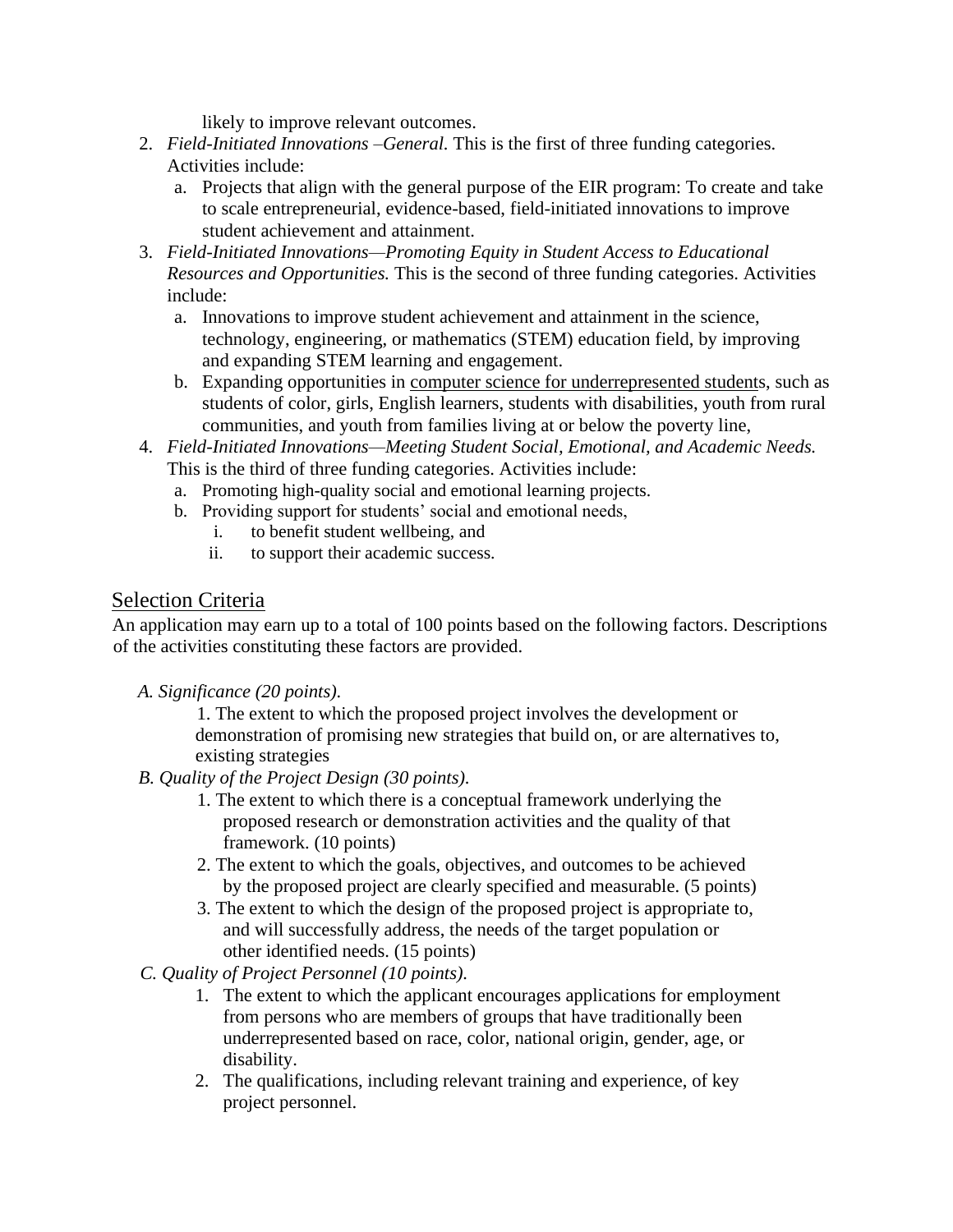likely to improve relevant outcomes.

2. *Field-Initiated Innovations –General*. This is the first of three funding categories. Activities include:
   a. Projects that align with the general purpose of the EIR program: To create and take to scale entrepreneurial, evidence-based, field-initiated innovations to improve student achievement and attainment.
3. *Field-Initiated Innovations—Promoting Equity in Student Access to Educational Resources and Opportunities.* This is the second of three funding categories. Activities include:
   a. Innovations to improve student achievement and attainment in the science, technology, engineering, or mathematics (STEM) education field, by improving and expanding STEM learning and engagement.
   b. Expanding opportunities in computer science for underrepresented students, such as students of color, girls, English learners, students with disabilities, youth from rural communities, and youth from families living at or below the poverty line,
4. *Field-Initiated Innovations—Meeting Student Social, Emotional, and Academic Needs.* This is the third of three funding categories. Activities include:
   a. Promoting high-quality social and emotional learning projects.
   b. Providing support for students' social and emotional needs,
      i. to benefit student wellbeing, and
      ii. to support their academic success.

## Selection Criteria

An application may earn up to a total of 100 points based on the following factors. Descriptions of the activities constituting these factors are provided.

*A. Significance (20 points).*

1. The extent to which the proposed project involves the development or demonstration of promising new strategies that build on, or are alternatives to, existing strategies

*B. Quality of the Project Design (30 points).*

1. The extent to which there is a conceptual framework underlying the proposed research or demonstration activities and the quality of that framework. (10 points)
2. The extent to which the goals, objectives, and outcomes to be achieved by the proposed project are clearly specified and measurable. (5 points)
3. The extent to which the design of the proposed project is appropriate to, and will successfully address, the needs of the target population or other identified needs. (15 points)

*C. Quality of Project Personnel (10 points).*

1. The extent to which the applicant encourages applications for employment from persons who are members of groups that have traditionally been underrepresented based on race, color, national origin, gender, age, or disability.
2. The qualifications, including relevant training and experience, of key project personnel.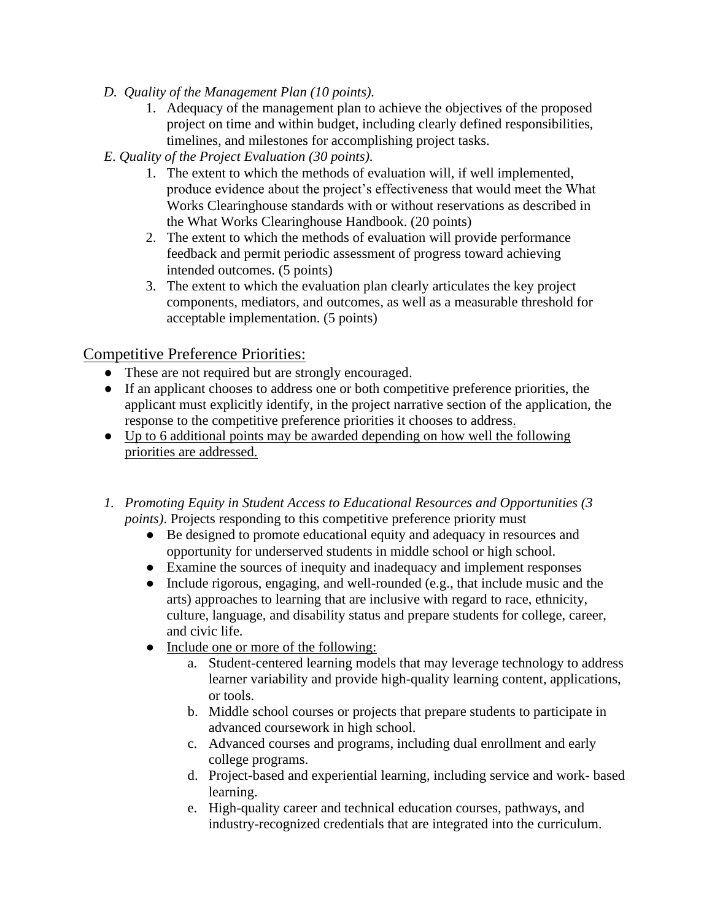*D. Quality of the Management Plan (10 points).*

1. Adequacy of the management plan to achieve the objectives of the proposed project on time and within budget, including clearly defined responsibilities, timelines, and milestones for accomplishing project tasks.

*E. Quality of the Project Evaluation (30 points).*

1. The extent to which the methods of evaluation will, if well implemented, produce evidence about the project's effectiveness that would meet the What Works Clearinghouse standards with or without reservations as described in the What Works Clearinghouse Handbook. (20 points)
2. The extent to which the methods of evaluation will provide performance feedback and permit periodic assessment of progress toward achieving intended outcomes. (5 points)
3. The extent to which the evaluation plan clearly articulates the key project components, mediators, and outcomes, as well as a measurable threshold for acceptable implementation. (5 points)

## Competitive Preference Priorities:

- These are not required but are strongly encouraged.
- If an applicant chooses to address one or both competitive preference priorities, the applicant must explicitly identify, in the project narrative section of the application, the response to the competitive preference priorities it chooses to address.
- Up to 6 additional points may be awarded depending on how well the following priorities are addressed.

1. *Promoting Equity in Student Access to Educational Resources and Opportunities (3 points)*. Projects responding to this competitive preference priority must
   - Be designed to promote educational equity and adequacy in resources and opportunity for underserved students in middle school or high school.
   - Examine the sources of inequity and inadequacy and implement responses
   - Include rigorous, engaging, and well-rounded (e.g., that include music and the arts) approaches to learning that are inclusive with regard to race, ethnicity, culture, language, and disability status and prepare students for college, career, and civic life.
   - Include one or more of the following:
     a. Student-centered learning models that may leverage technology to address learner variability and provide high-quality learning content, applications, or tools.
     b. Middle school courses or projects that prepare students to participate in advanced coursework in high school.
     c. Advanced courses and programs, including dual enrollment and early college programs.
     d. Project-based and experiential learning, including service and work- based learning.
     e. High-quality career and technical education courses, pathways, and industry-recognized credentials that are integrated into the curriculum.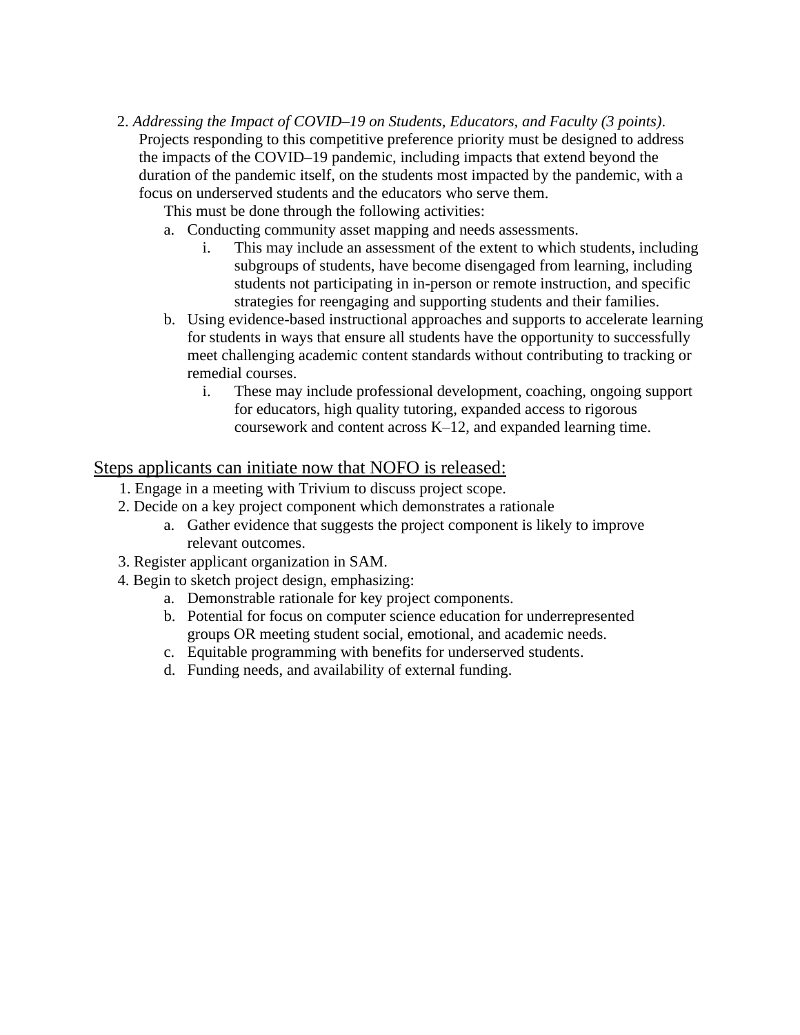2. *Addressing the Impact of COVID–19 on Students, Educators, and Faculty (3 points)*. Projects responding to this competitive preference priority must be designed to address the impacts of the COVID–19 pandemic, including impacts that extend beyond the duration of the pandemic itself, on the students most impacted by the pandemic, with a focus on underserved students and the educators who serve them.

   This must be done through the following activities:

   a. Conducting community asset mapping and needs assessments.
      i. This may include an assessment of the extent to which students, including subgroups of students, have become disengaged from learning, including students not participating in in-person or remote instruction, and specific strategies for reengaging and supporting students and their families.

   b. Using evidence-based instructional approaches and supports to accelerate learning for students in ways that ensure all students have the opportunity to successfully meet challenging academic content standards without contributing to tracking or remedial courses.
      i. These may include professional development, coaching, ongoing support for educators, high quality tutoring, expanded access to rigorous coursework and content across K–12, and expanded learning time.

## Steps applicants can initiate now that NOFO is released:

1. Engage in a meeting with Trivium to discuss project scope.
2. Decide on a key project component which demonstrates a rationale
   a. Gather evidence that suggests the project component is likely to improve relevant outcomes.
3. Register applicant organization in SAM.
4. Begin to sketch project design, emphasizing:
   a. Demonstrable rationale for key project components.
   b. Potential for focus on computer science education for underrepresented groups OR meeting student social, emotional, and academic needs.
   c. Equitable programming with benefits for underserved students.
   d. Funding needs, and availability of external funding.